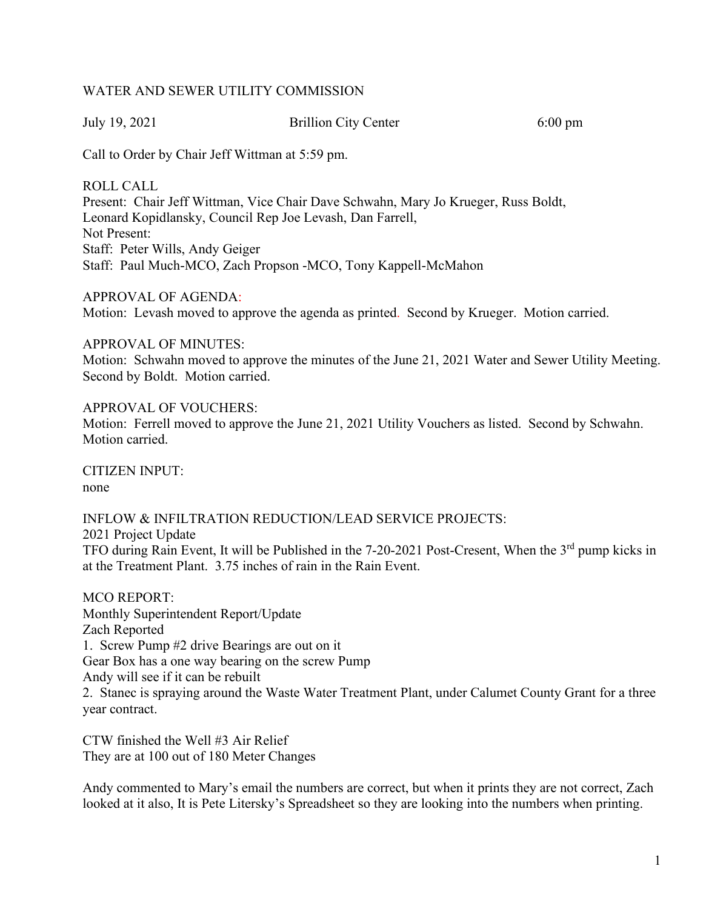WATER AND SEWER UTILITY COMMISSION

July 19, 2021 Brillion City Center 6:00 pm

Call to Order by Chair Jeff Wittman at 5:59 pm.

ROLL CALL
Present: Chair Jeff Wittman, Vice Chair Dave Schwahn, Mary Jo Krueger, Russ Boldt, Leonard Kopidlansky, Council Rep Joe Levash, Dan Farrell,
Not Present:
Staff: Peter Wills, Andy Geiger
Staff: Paul Much-MCO, Zach Propson -MCO, Tony Kappell-McMahon

APPROVAL OF AGENDA:
Motion: Levash moved to approve the agenda as printed. Second by Krueger. Motion carried.

APPROVAL OF MINUTES:
Motion: Schwahn moved to approve the minutes of the June 21, 2021 Water and Sewer Utility Meeting. Second by Boldt. Motion carried.

APPROVAL OF VOUCHERS:
Motion: Ferrell moved to approve the June 21, 2021 Utility Vouchers as listed. Second by Schwahn. Motion carried.

CITIZEN INPUT:
none

INFLOW & INFILTRATION REDUCTION/LEAD SERVICE PROJECTS:
2021 Project Update
TFO during Rain Event, It will be Published in the 7-20-2021 Post-Cresent, When the 3rd pump kicks in at the Treatment Plant. 3.75 inches of rain in the Rain Event.

MCO REPORT:
Monthly Superintendent Report/Update
Zach Reported
1. Screw Pump #2 drive Bearings are out on it
Gear Box has a one way bearing on the screw Pump
Andy will see if it can be rebuilt
2. Stanec is spraying around the Waste Water Treatment Plant, under Calumet County Grant for a three year contract.

CTW finished the Well #3 Air Relief
They are at 100 out of 180 Meter Changes

Andy commented to Mary's email the numbers are correct, but when it prints they are not correct, Zach looked at it also, It is Pete Litersky's Spreadsheet so they are looking into the numbers when printing.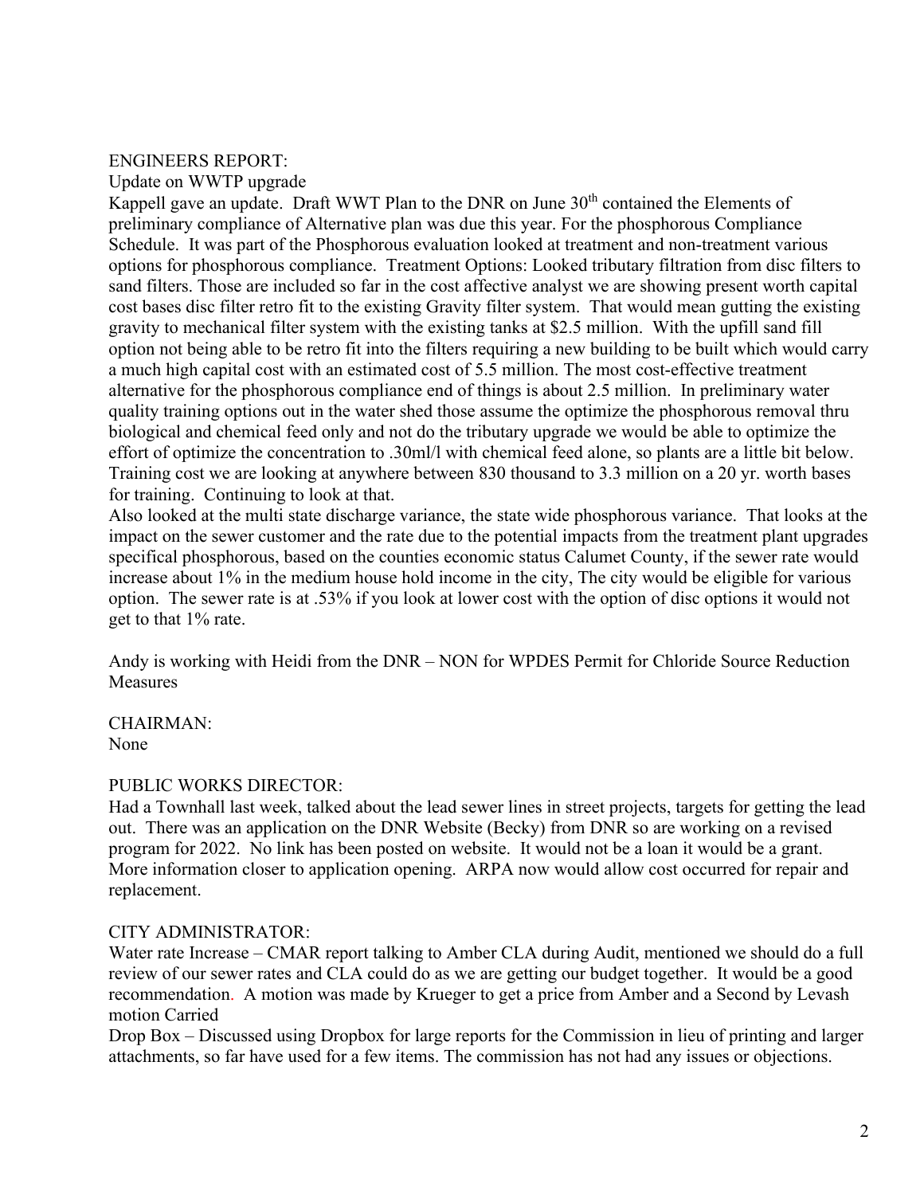ENGINEERS REPORT:

Update on WWTP upgrade

Kappell gave an update. Draft WWT Plan to the DNR on June 30th contained the Elements of preliminary compliance of Alternative plan was due this year. For the phosphorous Compliance Schedule. It was part of the Phosphorous evaluation looked at treatment and non-treatment various options for phosphorous compliance. Treatment Options: Looked tributary filtration from disc filters to sand filters. Those are included so far in the cost affective analyst we are showing present worth capital cost bases disc filter retro fit to the existing Gravity filter system. That would mean gutting the existing gravity to mechanical filter system with the existing tanks at $2.5 million. With the upfill sand fill option not being able to be retro fit into the filters requiring a new building to be built which would carry a much high capital cost with an estimated cost of 5.5 million. The most cost-effective treatment alternative for the phosphorous compliance end of things is about 2.5 million. In preliminary water quality training options out in the water shed those assume the optimize the phosphorous removal thru biological and chemical feed only and not do the tributary upgrade we would be able to optimize the effort of optimize the concentration to .30ml/l with chemical feed alone, so plants are a little bit below. Training cost we are looking at anywhere between 830 thousand to 3.3 million on a 20 yr. worth bases for training. Continuing to look at that.

Also looked at the multi state discharge variance, the state wide phosphorous variance. That looks at the impact on the sewer customer and the rate due to the potential impacts from the treatment plant upgrades specifical phosphorous, based on the counties economic status Calumet County, if the sewer rate would increase about 1% in the medium house hold income in the city, The city would be eligible for various option. The sewer rate is at .53% if you look at lower cost with the option of disc options it would not get to that 1% rate.

Andy is working with Heidi from the DNR – NON for WPDES Permit for Chloride Source Reduction Measures

CHAIRMAN:

None

PUBLIC WORKS DIRECTOR:

Had a Townhall last week, talked about the lead sewer lines in street projects, targets for getting the lead out. There was an application on the DNR Website (Becky) from DNR so are working on a revised program for 2022. No link has been posted on website. It would not be a loan it would be a grant. More information closer to application opening. ARPA now would allow cost occurred for repair and replacement.

CITY ADMINISTRATOR:

Water rate Increase – CMAR report talking to Amber CLA during Audit, mentioned we should do a full review of our sewer rates and CLA could do as we are getting our budget together. It would be a good recommendation. A motion was made by Krueger to get a price from Amber and a Second by Levash motion Carried

Drop Box – Discussed using Dropbox for large reports for the Commission in lieu of printing and larger attachments, so far have used for a few items. The commission has not had any issues or objections.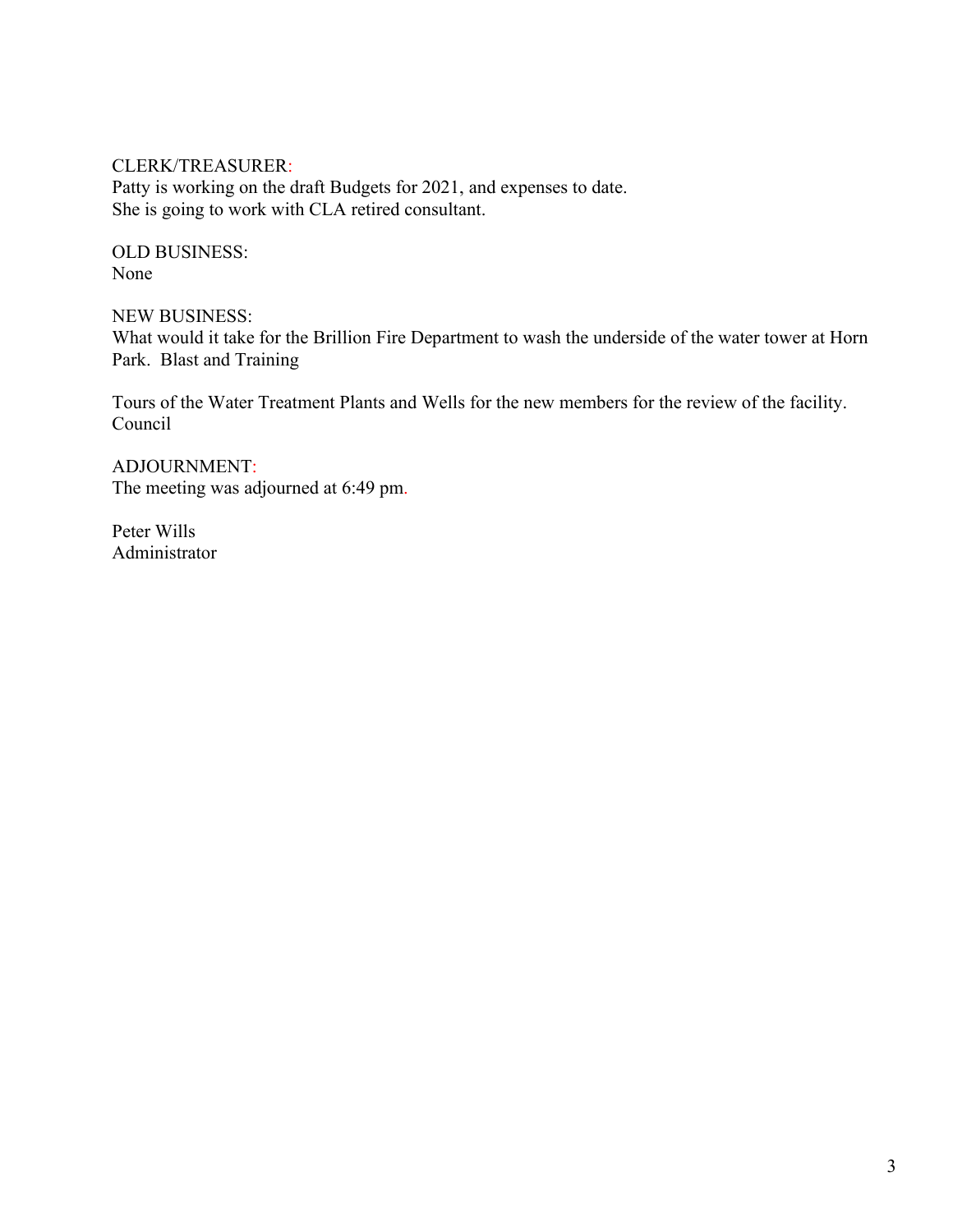CLERK/TREASURER:
Patty is working on the draft Budgets for 2021, and expenses to date.
She is going to work with CLA retired consultant.

OLD BUSINESS:
None

NEW BUSINESS:
What would it take for the Brillion Fire Department to wash the underside of the water tower at Horn Park.  Blast and Training

Tours of the Water Treatment Plants and Wells for the new members for the review of the facility.
Council

ADJOURNMENT:
The meeting was adjourned at 6:49 pm.

Peter Wills
Administrator